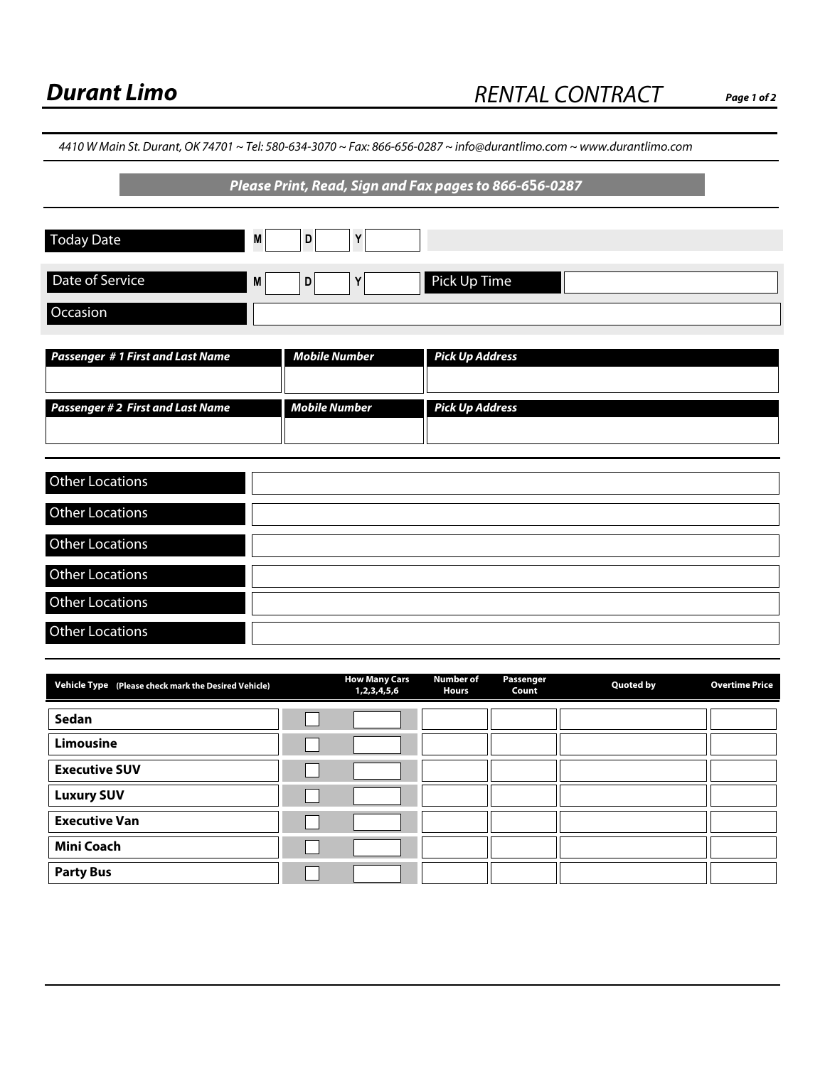# Durant Limo

## RENTAL CONTRACT

4410 W Main St. Durant, OK 74701 ~ Tel: 580-634-3070 ~ Fax: 866-656-0287 ~ info@durantlimo.com ~ www.durantlimo.com

***Please Print, Read, Sign and Fax pages to 866-656-0287***

| | | | |
|---|---|---|---|
| Today Date | M ___ D ___ Y ___ | | |
| Date of Service | M ___ D ___ Y ___ | Pick Up Time | |
| Occasion | | | |

| ***Passenger # 1 First and Last Name*** | ***Mobile Number*** | ***Pick Up Address*** |
|---|---|---|
| | | |

| ***Passenger # 2 First and Last Name*** | ***Mobile Number*** | ***Pick Up Address*** |
|---|---|---|
| | | |

| | |
|---|---|
| Other Locations | |
| Other Locations | |
| Other Locations | |
| Other Locations | |
| Other Locations | |
| Other Locations | |

| **Vehicle Type** (Please check mark the Desired Vehicle) | | **How Many Cars 1,2,3,4,5,6** | **Number of Hours** | **Passenger Count** | **Quoted by** | **Overtime Price** |
|---|---|---|---|---|---|---|
| **Sedan** | ☐ | | | | | |
| **Limousine** | ☐ | | | | | |
| **Executive SUV** | ☐ | | | | | |
| **Luxury SUV** | ☐ | | | | | |
| **Executive Van** | ☐ | | | | | |
| **Mini Coach** | ☐ | | | | | |
| **Party Bus** | ☐ | | | | | |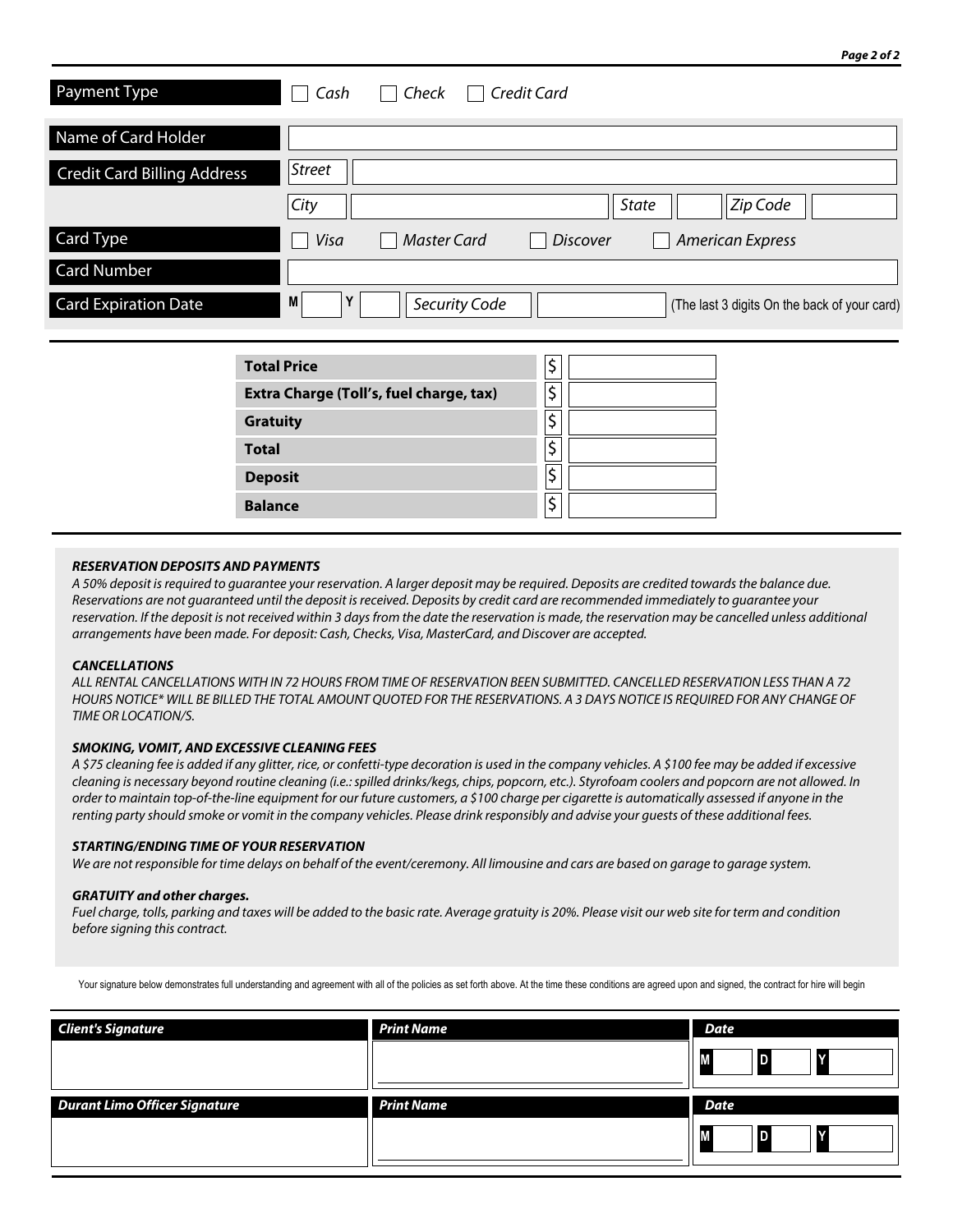| | |
|---|---|
| Payment Type | ☐ Cash ☐ Check ☐ Credit Card |
| Name of Card Holder | |
| Credit Card Billing Address | Street |
| | City State Zip Code |
| Card Type | ☐ Visa ☐ Master Card ☐ Discover ☐ American Express |
| Card Number | |
| Card Expiration Date | M Y Security Code (The last 3 digits On the back of your card) |

| | |
|---|---|
| **Total Price** | $ |
| **Extra Charge (Toll's, fuel charge, tax)** | $ |
| **Gratuity** | $ |
| **Total** | $ |
| **Deposit** | $ |
| **Balance** | $ |

***RESERVATION DEPOSITS AND PAYMENTS***

*A 50% deposit is required to guarantee your reservation. A larger deposit may be required. Deposits are credited towards the balance due. Reservations are not guaranteed until the deposit is received. Deposits by credit card are recommended immediately to guarantee your reservation. If the deposit is not received within 3 days from the date the reservation is made, the reservation may be cancelled unless additional arrangements have been made. For deposit: Cash, Checks, Visa, MasterCard, and Discover are accepted.*

***CANCELLATIONS***

*ALL RENTAL CANCELLATIONS WITH IN 72 HOURS FROM TIME OF RESERVATION BEEN SUBMITTED. CANCELLED RESERVATION LESS THAN A 72 HOURS NOTICE* WILL BE BILLED THE TOTAL AMOUNT QUOTED FOR THE RESERVATIONS. A 3 DAYS NOTICE IS REQUIRED FOR ANY CHANGE OF TIME OR LOCATION/S.*

***SMOKING, VOMIT, AND EXCESSIVE CLEANING FEES***

*A $75 cleaning fee is added if any glitter, rice, or confetti-type decoration is used in the company vehicles. A $100 fee may be added if excessive cleaning is necessary beyond routine cleaning (i.e.: spilled drinks/kegs, chips, popcorn, etc.). Styrofoam coolers and popcorn are not allowed. In order to maintain top-of-the-line equipment for our future customers, a $100 charge per cigarette is automatically assessed if anyone in the renting party should smoke or vomit in the company vehicles. Please drink responsibly and advise your guests of these additional fees.*

***STARTING/ENDING TIME OF YOUR RESERVATION***

*We are not responsible for time delays on behalf of the event/ceremony. All limousine and cars are based on garage to garage system.*

***GRATUITY and other charges.***

*Fuel charge, tolls, parking and taxes will be added to the basic rate. Average gratuity is 20%. Please visit our web site for term and condition before signing this contract.*

Your signature below demonstrates full understanding and agreement with all of the policies as set forth above. At the time these conditions are agreed upon and signed, the contract for hire will begin

| ***Client's Signature*** | ***Print Name*** | ***Date*** |
|---|---|---|
| | | M D Y |
| ***Durant Limo Officer Signature*** | ***Print Name*** | ***Date*** |
| | | M D Y |